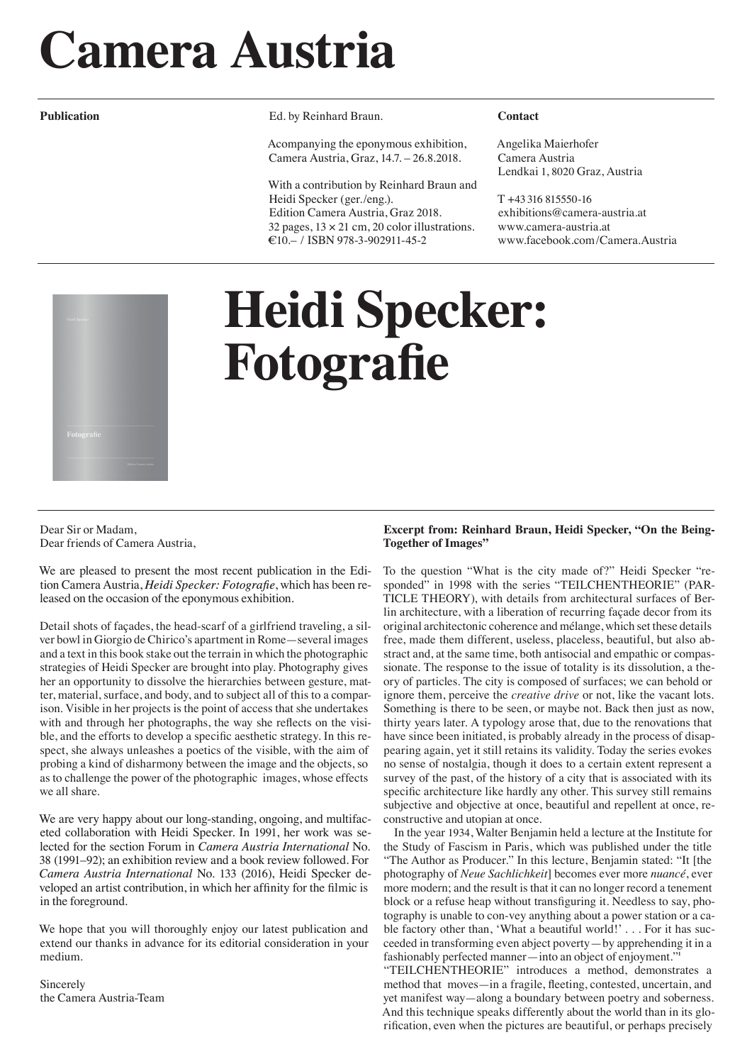# Camera Austria

**Publication**

Ed. by Reinhard Braun.

Acompanying the eponymous exhibition, Camera Austria, Graz, 14.7. – 26.8.2018.

With a contribution by Reinhard Braun and Heidi Specker (ger./eng.).
Edition Camera Austria, Graz 2018.
32 pages, 13 × 21 cm, 20 color illustrations.
€10.– / ISBN 978-3-902911-45-2

**Contact**

Angelika Maierhofer
Camera Austria
Lendkai 1, 8020 Graz, Austria

T +43 316 815550-16
exhibitions@camera-austria.at
www.camera-austria.at
www.facebook.com/Camera.Austria

# Heidi Specker: Fotografie

Dear Sir or Madam,
Dear friends of Camera Austria,

We are pleased to present the most recent publication in the Edition Camera Austria, *Heidi Specker: Fotografie*, which has been released on the occasion of the eponymous exhibition.

Detail shots of façades, the head-scarf of a girlfriend traveling, a silver bowl in Giorgio de Chirico's apartment in Rome—several images and a text in this book stake out the terrain in which the photographic strategies of Heidi Specker are brought into play. Photography gives her an opportunity to dissolve the hierarchies between gesture, matter, material, surface, and body, and to subject all of this to a comparison. Visible in her projects is the point of access that she undertakes with and through her photographs, the way she reflects on the visible, and the efforts to develop a specific aesthetic strategy. In this respect, she always unleashes a poetics of the visible, with the aim of probing a kind of disharmony between the image and the objects, so as to challenge the power of the photographic images, whose effects we all share.

We are very happy about our long-standing, ongoing, and multifaceted collaboration with Heidi Specker. In 1991, her work was selected for the section Forum in *Camera Austria International* No. 38 (1991–92); an exhibition review and a book review followed. For *Camera Austria International* No. 133 (2016), Heidi Specker developed an artist contribution, in which her affinity for the filmic is in the foreground.

We hope that you will thoroughly enjoy our latest publication and extend our thanks in advance for its editorial consideration in your medium.

Sincerely
the Camera Austria-Team

**Excerpt from: Reinhard Braun, Heidi Specker, "On the Being-Together of Images"**

To the question "What is the city made of?" Heidi Specker "responded" in 1998 with the series "TEILCHENTHEORIE" (PARTICLE THEORY), with details from architectural surfaces of Berlin architecture, with a liberation of recurring façade decor from its original architectonic coherence and mélange, which set these details free, made them different, useless, placeless, beautiful, but also abstract and, at the same time, both antisocial and empathic or compassionate. The response to the issue of totality is its dissolution, a theory of particles. The city is composed of surfaces; we can behold or ignore them, perceive the *creative drive* or not, like the vacant lots. Something is there to be seen, or maybe not. Back then just as now, thirty years later. A typology arose that, due to the renovations that have since been initiated, is probably already in the process of disappearing again, yet it still retains its validity. Today the series evokes no sense of nostalgia, though it does to a certain extent represent a survey of the past, of the history of a city that is associated with its specific architecture like hardly any other. This survey still remains subjective and objective at once, beautiful and repellent at once, reconstructive and utopian at once.

In the year 1934, Walter Benjamin held a lecture at the Institute for the Study of Fascism in Paris, which was published under the title "The Author as Producer." In this lecture, Benjamin stated: "It [the photography of *Neue Sachlichkeit*] becomes ever more *nuancé*, ever more modern; and the result is that it can no longer record a tenement block or a refuse heap without transfiguring it. Needless to say, photography is unable to con-vey anything about a power station or a cable factory other than, 'What a beautiful world!' . . . For it has succeeded in transforming even abject poverty—by apprehending it in a fashionably perfected manner—into an object of enjoyment."[1]

"TEILCHENTHEORIE" introduces a method, demonstrates a method that moves—in a fragile, fleeting, contested, uncertain, and yet manifest way—along a boundary between poetry and soberness. And this technique speaks differently about the world than in its glorification, even when the pictures are beautiful, or perhaps precisely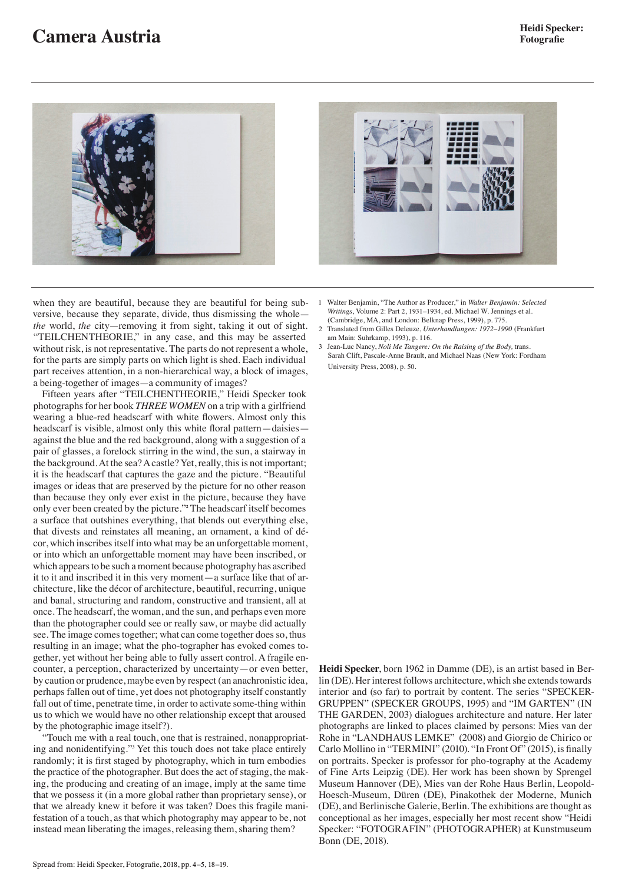when they are beautiful, because they are beautiful for being subversive, because they separate, divide, thus dismissing the whole—*the* world, *the* city—removing it from sight, taking it out of sight. "TEILCHENTHEORIE," in any case, and this may be asserted without risk, is not representative. The parts do not represent a whole, for the parts are simply parts on which light is shed. Each individual part receives attention, in a non-hierarchical way, a block of images, a being-together of images—a community of images?

Fifteen years after "TEILCHENTHEORIE," Heidi Specker took photographs for her book ***THREE WOMEN*** on a trip with a girlfriend wearing a blue-red headscarf with white flowers. Almost only this headscarf is visible, almost only this white floral pattern—daisies—against the blue and the red background, along with a suggestion of a pair of glasses, a forelock stirring in the wind, the sun, a stairway in the background. At the sea? A castle? Yet, really, this is not important; it is the headscarf that captures the gaze and the picture. "Beautiful images or ideas that are preserved by the picture for no other reason than because they only ever exist in the picture, because they have only ever been created by the picture."[2] The headscarf itself becomes a surface that outshines everything, that blends out everything else, that divests and reinstates all meaning, an ornament, a kind of décor, which inscribes itself into what may be an unforgettable moment, or into which an unforgettable moment may have been inscribed, or which appears to be such a moment because photography has ascribed it to it and inscribed it in this very moment—a surface like that of architecture, like the décor of architecture, beautiful, recurring, unique and banal, structuring and random, constructive and transient, all at once. The headscarf, the woman, and the sun, and perhaps even more than the photographer could see or really saw, or maybe did actually see. The image comes together; what can come together does so, thus resulting in an image; what the pho-tographer has evoked comes together, yet without her being able to fully assert control. A fragile encounter, a perception, characterized by uncertainty—or even better, by caution or prudence, maybe even by respect (an anachronistic idea, perhaps fallen out of time, yet does not photography itself constantly fall out of time, penetrate time, in order to activate some-thing within us to which we would have no other relationship except that aroused by the photographic image itself?).

"Touch me with a real touch, one that is restrained, nonappropriating and nonidentifying."[3] Yet this touch does not take place entirely randomly; it is first staged by photography, which in turn embodies the practice of the photographer. But does the act of staging, the making, the producing and creating of an image, imply at the same time that we possess it (in a more global rather than proprietary sense), or that we already knew it before it was taken? Does this fragile manifestation of a touch, as that which photography may appear to be, not instead mean liberating the images, releasing them, sharing them?

1 Walter Benjamin, "The Author as Producer," in *Walter Benjamin: Selected Writings*, Volume 2: Part 2, 1931–1934, ed. Michael W. Jennings et al. (Cambridge, MA, and London: Belknap Press, 1999), p. 775.
2 Translated from Gilles Deleuze, *Unterhandlungen: 1972–1990* (Frankfurt am Main: Suhrkamp, 1993), p. 116.
3 Jean-Luc Nancy, *Noli Me Tangere: On the Raising of the Body,* trans. Sarah Clift, Pascale-Anne Brault, and Michael Naas (New York: Fordham University Press, 2008), p. 50.

**Heidi Specker**, born 1962 in Damme (DE), is an artist based in Berlin (DE). Her interest follows architecture, which she extends towards interior and (so far) to portrait by content. The series "SPECKER-GRUPPEN" (SPECKER GROUPS, 1995) and "IM GARTEN" (IN THE GARDEN, 2003) dialogues architecture and nature. Her later photographs are linked to places claimed by persons: Mies van der Rohe in "LANDHAUS LEMKE" (2008) and Giorgio de Chirico or Carlo Mollino in "TERMINI" (2010). "In Front Of" (2015), is finally on portraits. Specker is professor for pho-tography at the Academy of Fine Arts Leipzig (DE). Her work has been shown by Sprengel Museum Hannover (DE), Mies van der Rohe Haus Berlin, Leopold-Hoesch-Museum, Düren (DE), Pinakothek der Moderne, Munich (DE), and Berlinische Galerie, Berlin. The exhibitions are thought as conceptional as her images, especially her most recent show "Heidi Specker: "FOTOGRAFIN" (PHOTOGRAPHER) at Kunstmuseum Bonn (DE, 2018).

Spread from: Heidi Specker, Fotografie, 2018, pp. 4–5, 18–19.